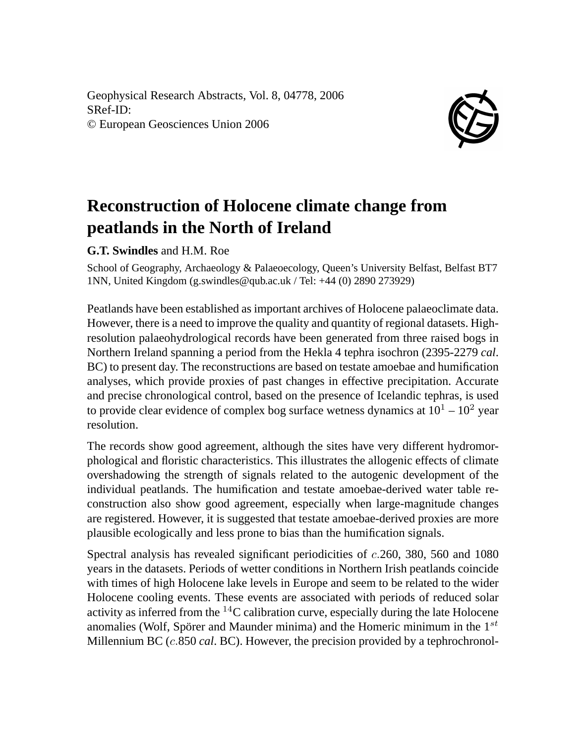Geophysical Research Abstracts, Vol. 8, 04778, 2006
SRef-ID:
© European Geosciences Union 2006

# Reconstruction of Holocene climate change from peatlands in the North of Ireland

**G.T. Swindles** and H.M. Roe

School of Geography, Archaeology & Palaeoecology, Queen's University Belfast, Belfast BT7 1NN, United Kingdom (g.swindles@qub.ac.uk / Tel: +44 (0) 2890 273929)

Peatlands have been established as important archives of Holocene palaeoclimate data. However, there is a need to improve the quality and quantity of regional datasets. High-resolution palaeohydrological records have been generated from three raised bogs in Northern Ireland spanning a period from the Hekla 4 tephra isochron (2395-2279 *cal*. BC) to present day. The reconstructions are based on testate amoebae and humification analyses, which provide proxies of past changes in effective precipitation. Accurate and precise chronological control, based on the presence of Icelandic tephras, is used to provide clear evidence of complex bog surface wetness dynamics at $10^1$ – $10^2$ year resolution.

The records show good agreement, although the sites have very different hydromorphological and floristic characteristics. This illustrates the allogenic effects of climate overshadowing the strength of signals related to the autogenic development of the individual peatlands. The humification and testate amoebae-derived water table reconstruction also show good agreement, especially when large-magnitude changes are registered. However, it is suggested that testate amoebae-derived proxies are more plausible ecologically and less prone to bias than the humification signals.

Spectral analysis has revealed significant periodicities of $c$.260, 380, 560 and 1080 years in the datasets. Periods of wetter conditions in Northern Irish peatlands coincide with times of high Holocene lake levels in Europe and seem to be related to the wider Holocene cooling events. These events are associated with periods of reduced solar activity as inferred from the $^{14}$C calibration curve, especially during the late Holocene anomalies (Wolf, Spörer and Maunder minima) and the Homeric minimum in the $1^{st}$ Millennium BC ($c$.850 *cal*. BC). However, the precision provided by a tephrochronol-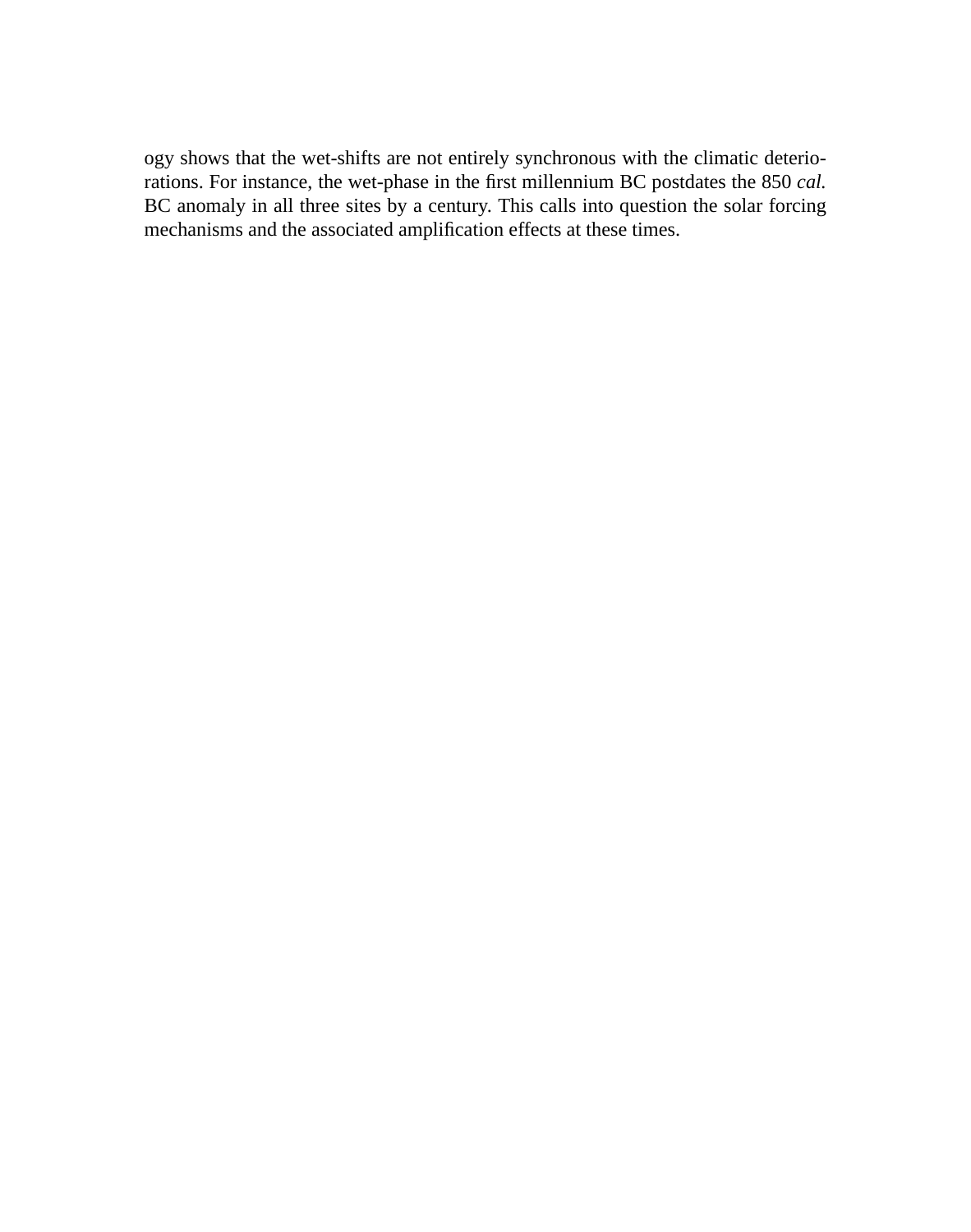ogy shows that the wet-shifts are not entirely synchronous with the climatic deteriorations. For instance, the wet-phase in the first millennium BC postdates the 850 *cal.* BC anomaly in all three sites by a century. This calls into question the solar forcing mechanisms and the associated amplification effects at these times.